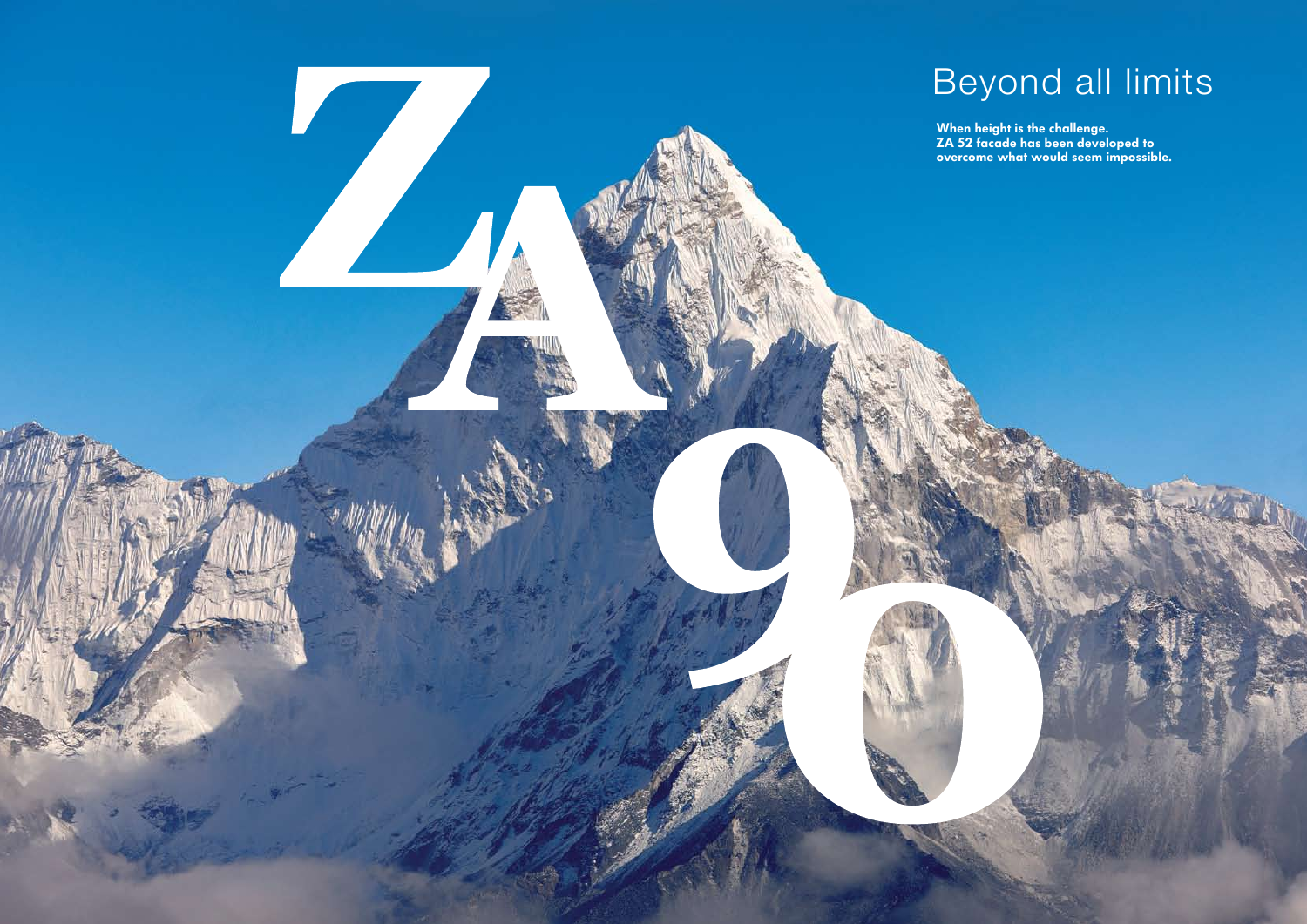# ZA 90

## Beyond all limits

**When height is the challenge.**
**ZA 52 facade has been developed to overcome what would seem impossible.**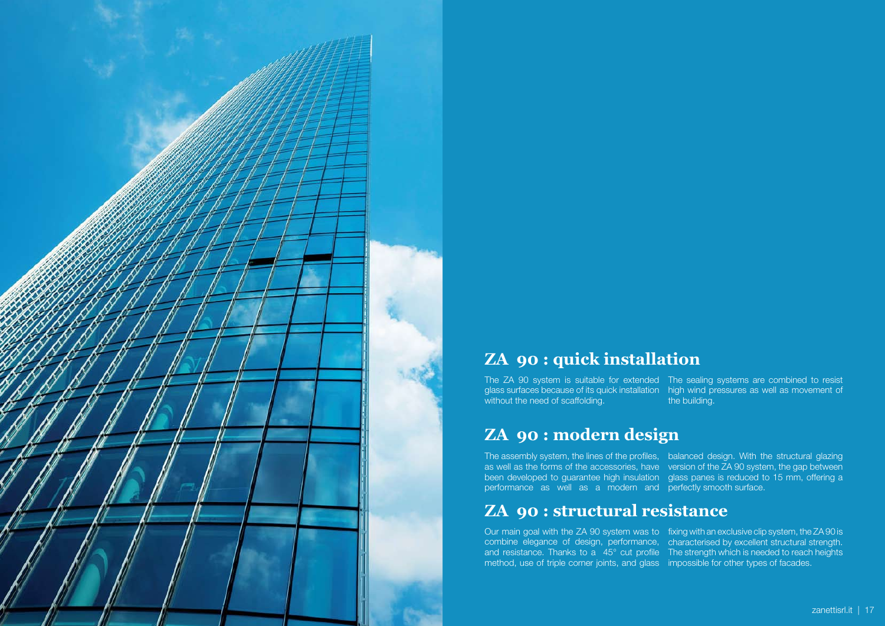## ZA 90 : quick installation

The ZA 90 system is suitable for extended glass surfaces because of its quick installation without the need of scaffolding. The sealing systems are combined to resist high wind pressures as well as movement of the building.

## ZA 90 : modern design

The assembly system, the lines of the profiles, as well as the forms of the accessories, have been developed to guarantee high insulation performance as well as a modern and balanced design. With the structural glazing version of the ZA 90 system, the gap between glass panes is reduced to 15 mm, offering a perfectly smooth surface.

## ZA 90 : structural resistance

Our main goal with the ZA 90 system was to combine elegance of design, performance, and resistance. Thanks to a 45° cut profile method, use of triple corner joints, and glass fixing with an exclusive clip system, the ZA 90 is characterised by excellent structural strength. The strength which is needed to reach heights impossible for other types of facades.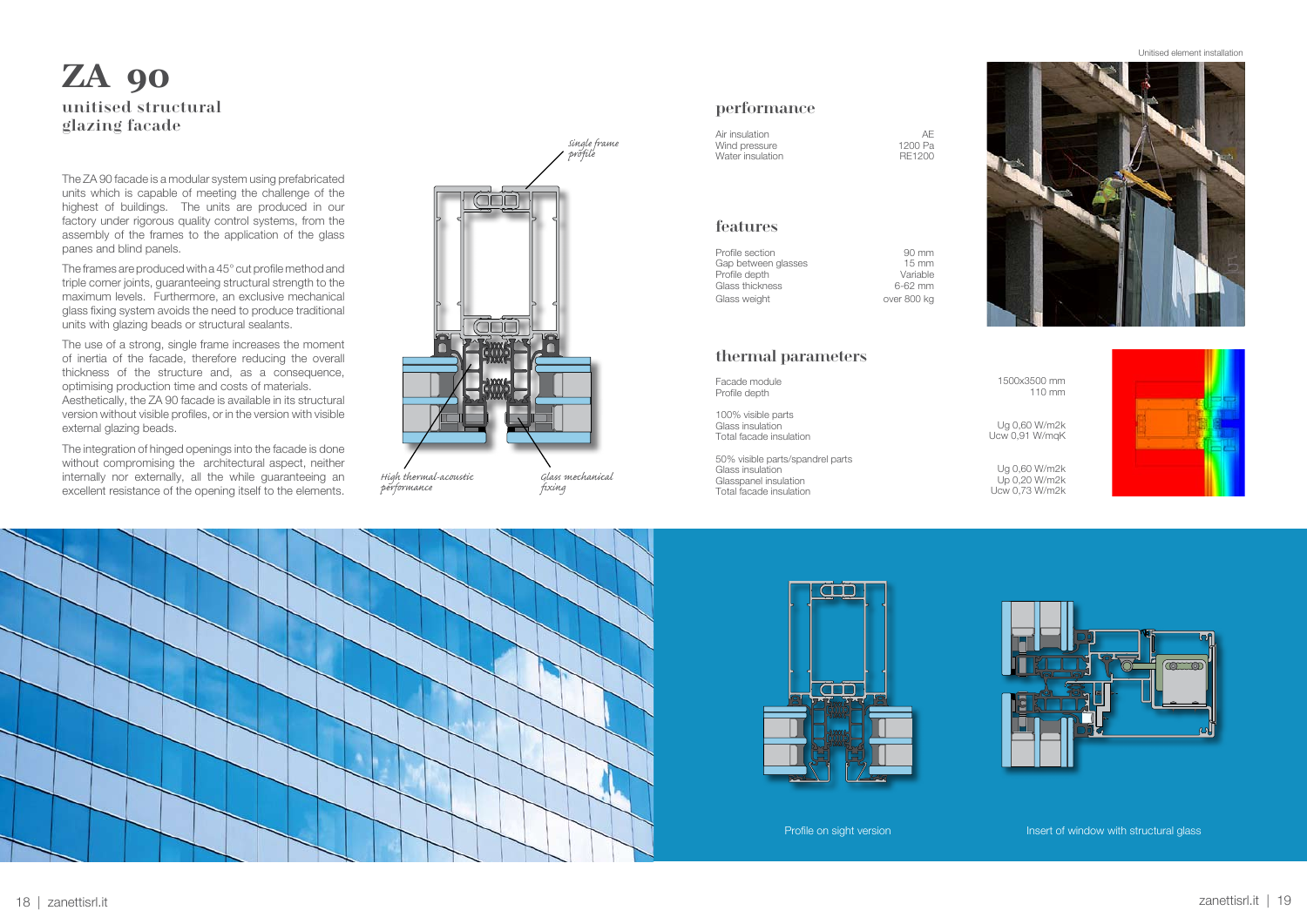# ZA 90

## unitised structural glazing facade

The ZA 90 facade is a modular system using prefabricated units which is capable of meeting the challenge of the highest of buildings. The units are produced in our factory under rigorous quality control systems, from the assembly of the frames to the application of the glass panes and blind panels.

The frames are produced with a 45° cut profile method and triple corner joints, guaranteeing structural strength to the maximum levels. Furthermore, an exclusive mechanical glass fixing system avoids the need to produce traditional units with glazing beads or structural sealants.

The use of a strong, single frame increases the moment of inertia of the facade, therefore reducing the overall thickness of the structure and, as a consequence, optimising production time and costs of materials. Aesthetically, the ZA 90 facade is available in its structural version without visible profiles, or in the version with visible external glazing beads.

The integration of hinged openings into the facade is done without compromising the architectural aspect, neither internally nor externally, all the while guaranteeing an excellent resistance of the opening itself to the elements.

*Single frame profile*

*High thermal-acoustic performance*

*Glass mechanical fixing*

### performance

| | |
|---|---|
| Air insulation | AE |
| Wind pressure | 1200 Pa |
| Water insulation | RE1200 |

### features

| | |
|---|---|
| Profile section | 90 mm |
| Gap between glasses | 15 mm |
| Profile depth | Variable |
| Glass thickness | 6-62 mm |
| Glass weight | over 800 kg |

### thermal parameters

| | |
|---|---|
| Facade module | 1500x3500 mm |
| Profile depth | 110 mm |
| **100% visible parts** | |
| Glass insulation | Ug 0,60 W/m2k |
| Total facade insulation | Ucw 0,91 W/mqK |
| **50% visible parts/spandrel parts** | |
| Glass insulation | Ug 0,60 W/m2k |
| Glasspanel insulation | Up 0,20 W/m2k |
| Total facade insulation | Ucw 0,73 W/m2k |

Unitised element installation

Profile on sight version

Insert of window with structural glass